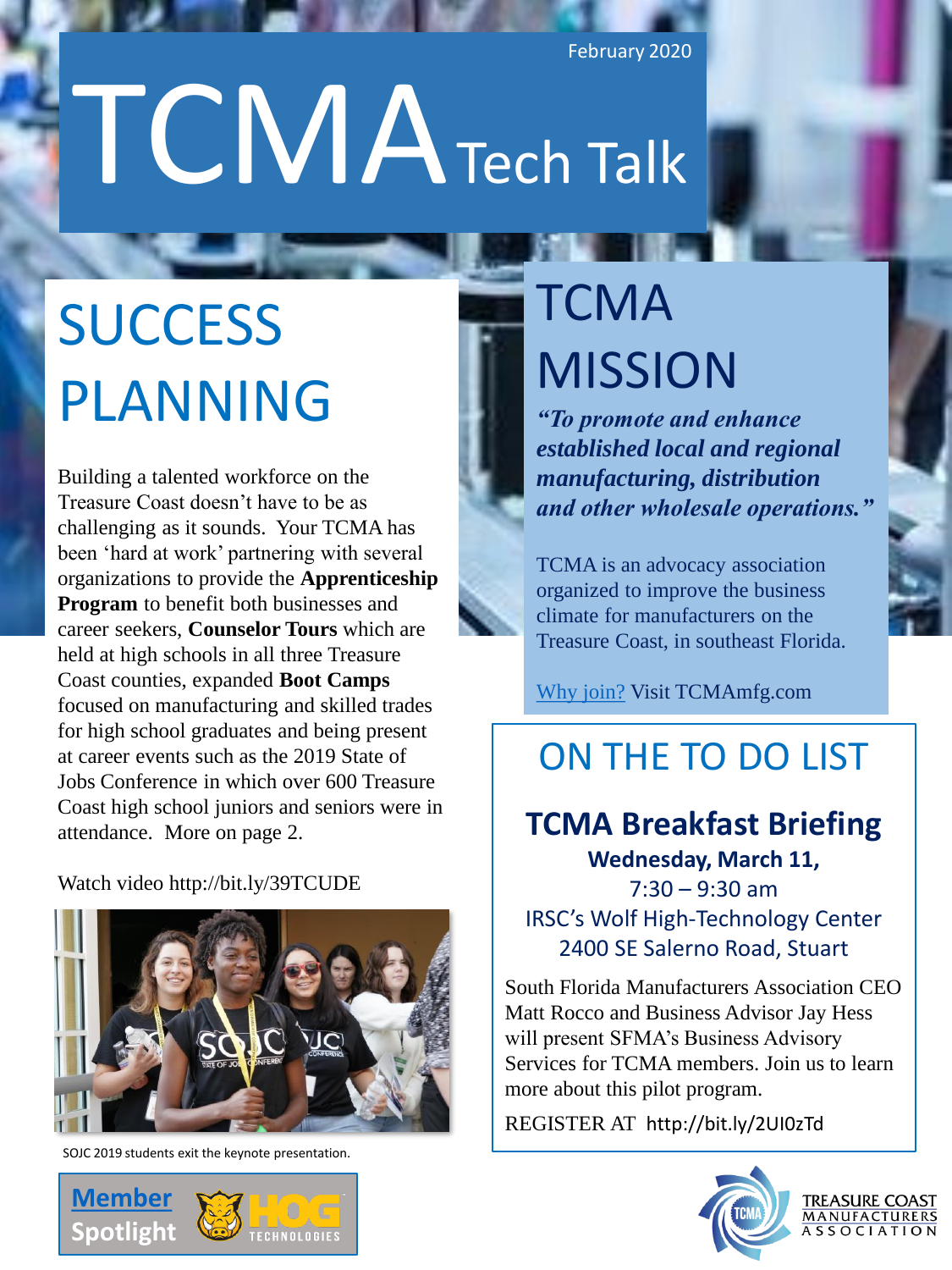February 2020

# TCMA Tech Talk

## SUCCESS PLANNING

Building a talented workforce on the Treasure Coast doesn't have to be as challenging as it sounds. Your TCMA has been 'hard at work' partnering with several organizations to provide the **Apprenticeship Program** to benefit both businesses and career seekers, **Counselor Tours** which are held at high schools in all three Treasure Coast counties, expanded **Boot Camps** focused on manufacturing and skilled trades for high school graduates and being present at career events such as the 2019 State of Jobs Conference in which over 600 Treasure Coast high school juniors and seniors were in attendance. More on page 2.

Watch video http://bit.ly/39TCUDE

SOJC 2019 students exit the keynote presentation.

**Member Spotlight**

## TCMA MISSION

***"To promote and enhance established local and regional manufacturing, distribution and other wholesale operations."***

TCMA is an advocacy association organized to improve the business climate for manufacturers on the Treasure Coast, in southeast Florida.

Why join? Visit TCMAmfg.com

## ON THE TO DO LIST

### TCMA Breakfast Briefing

**Wednesday, March 11,**
7:30 – 9:30 am
IRSC's Wolf High-Technology Center
2400 SE Salerno Road, Stuart

South Florida Manufacturers Association CEO Matt Rocco and Business Advisor Jay Hess will present SFMA's Business Advisory Services for TCMA members. Join us to learn more about this pilot program.

REGISTER AT http://bit.ly/2UI0zTd

TREASURE COAST MANUFACTURERS ASSOCIATION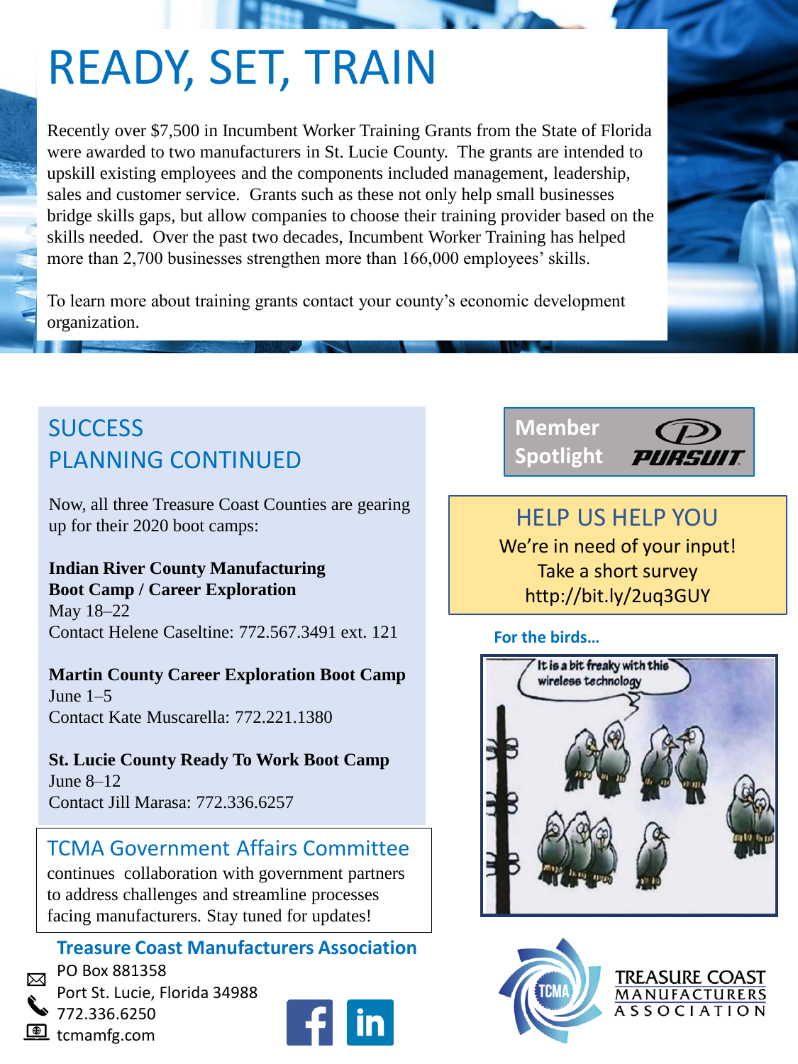# READY, SET, TRAIN

Recently over $7,500 in Incumbent Worker Training Grants from the State of Florida were awarded to two manufacturers in St. Lucie County. The grants are intended to upskill existing employees and the components included management, leadership, sales and customer service. Grants such as these not only help small businesses bridge skills gaps, but allow companies to choose their training provider based on the skills needed. Over the past two decades, Incumbent Worker Training has helped more than 2,700 businesses strengthen more than 166,000 employees' skills.

To learn more about training grants contact your county's economic development organization.

## SUCCESS PLANNING CONTINUED

Now, all three Treasure Coast Counties are gearing up for their 2020 boot camps:

**Indian River County Manufacturing Boot Camp / Career Exploration**
May 18–22
Contact Helene Caseltine: 772.567.3491 ext. 121

**Martin County Career Exploration Boot Camp**
June 1–5
Contact Kate Muscarella: 772.221.1380

**St. Lucie County Ready To Work Boot Camp**
June 8–12
Contact Jill Marasa: 772.336.6257

## TCMA Government Affairs Committee

continues collaboration with government partners to address challenges and streamline processes facing manufacturers. Stay tuned for updates!

**Member Spotlight** PURSUIT

## HELP US HELP YOU

We're in need of your input!
Take a short survey
http://bit.ly/2uq3GUY

**For the birds…**

It is a bit freaky with this wireless technology

**Treasure Coast Manufacturers Association**
PO Box 881358
Port St. Lucie, Florida 34988
772.336.6250
tcmamfg.com

TREASURE COAST MANUFACTURERS ASSOCIATION